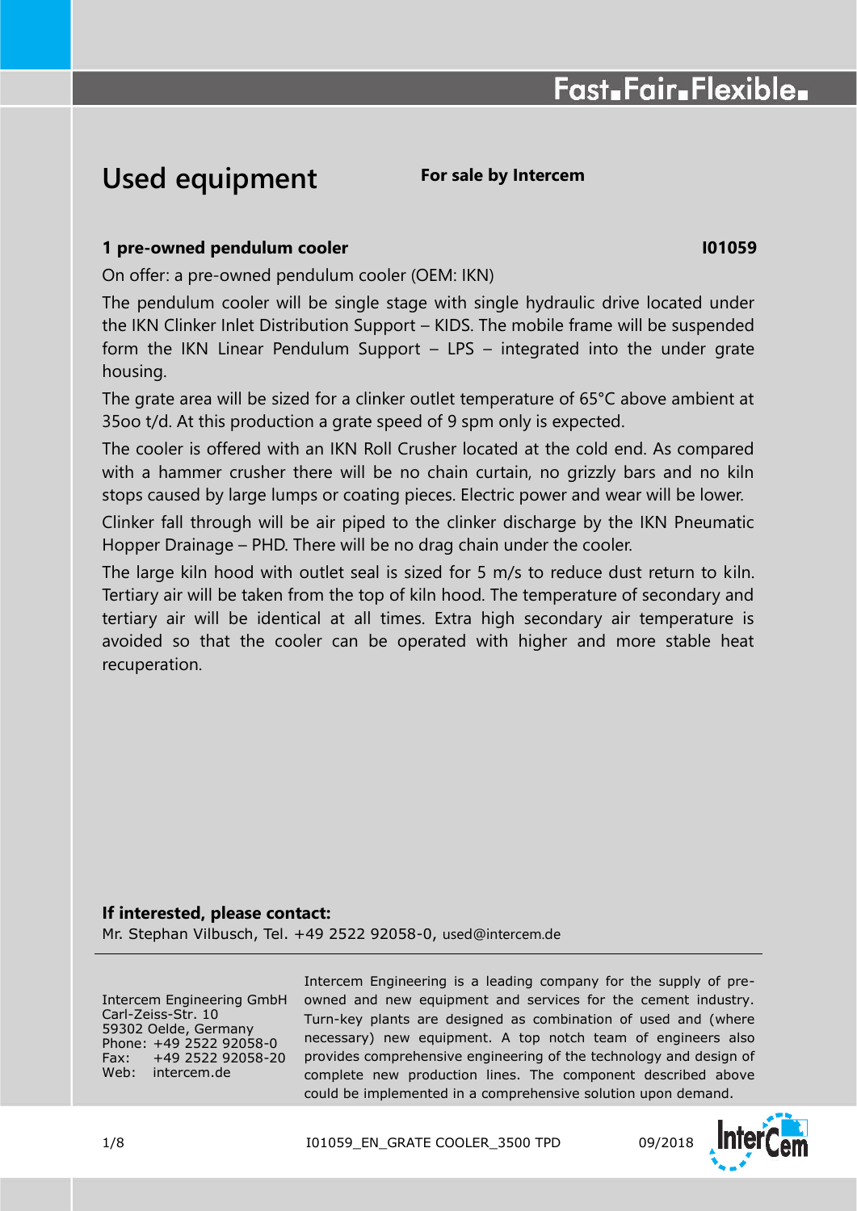# Used equipment

**For sale by Intercem**

**1 pre-owned pendulum cooler** **I01059**

On offer: a pre-owned pendulum cooler (OEM: IKN)

The pendulum cooler will be single stage with single hydraulic drive located under the IKN Clinker Inlet Distribution Support – KIDS. The mobile frame will be suspended form the IKN Linear Pendulum Support – LPS – integrated into the under grate housing.

The grate area will be sized for a clinker outlet temperature of 65°C above ambient at 35oo t/d. At this production a grate speed of 9 spm only is expected.

The cooler is offered with an IKN Roll Crusher located at the cold end. As compared with a hammer crusher there will be no chain curtain, no grizzly bars and no kiln stops caused by large lumps or coating pieces. Electric power and wear will be lower.

Clinker fall through will be air piped to the clinker discharge by the IKN Pneumatic Hopper Drainage – PHD. There will be no drag chain under the cooler.

The large kiln hood with outlet seal is sized for 5 m/s to reduce dust return to kiln. Tertiary air will be taken from the top of kiln hood. The temperature of secondary and tertiary air will be identical at all times. Extra high secondary air temperature is avoided so that the cooler can be operated with higher and more stable heat recuperation.

**If interested, please contact:**

Mr. Stephan Vilbusch, Tel. +49 2522 92058-0, used@intercem.de

Intercem Engineering GmbH
Carl-Zeiss-Str. 10
59302 Oelde, Germany
Phone: +49 2522 92058-0
Fax: +49 2522 92058-20
Web: intercem.de

Intercem Engineering is a leading company for the supply of pre-owned and new equipment and services for the cement industry. Turn-key plants are designed as combination of used and (where necessary) new equipment. A top notch team of engineers also provides comprehensive engineering of the technology and design of complete new production lines. The component described above could be implemented in a comprehensive solution upon demand.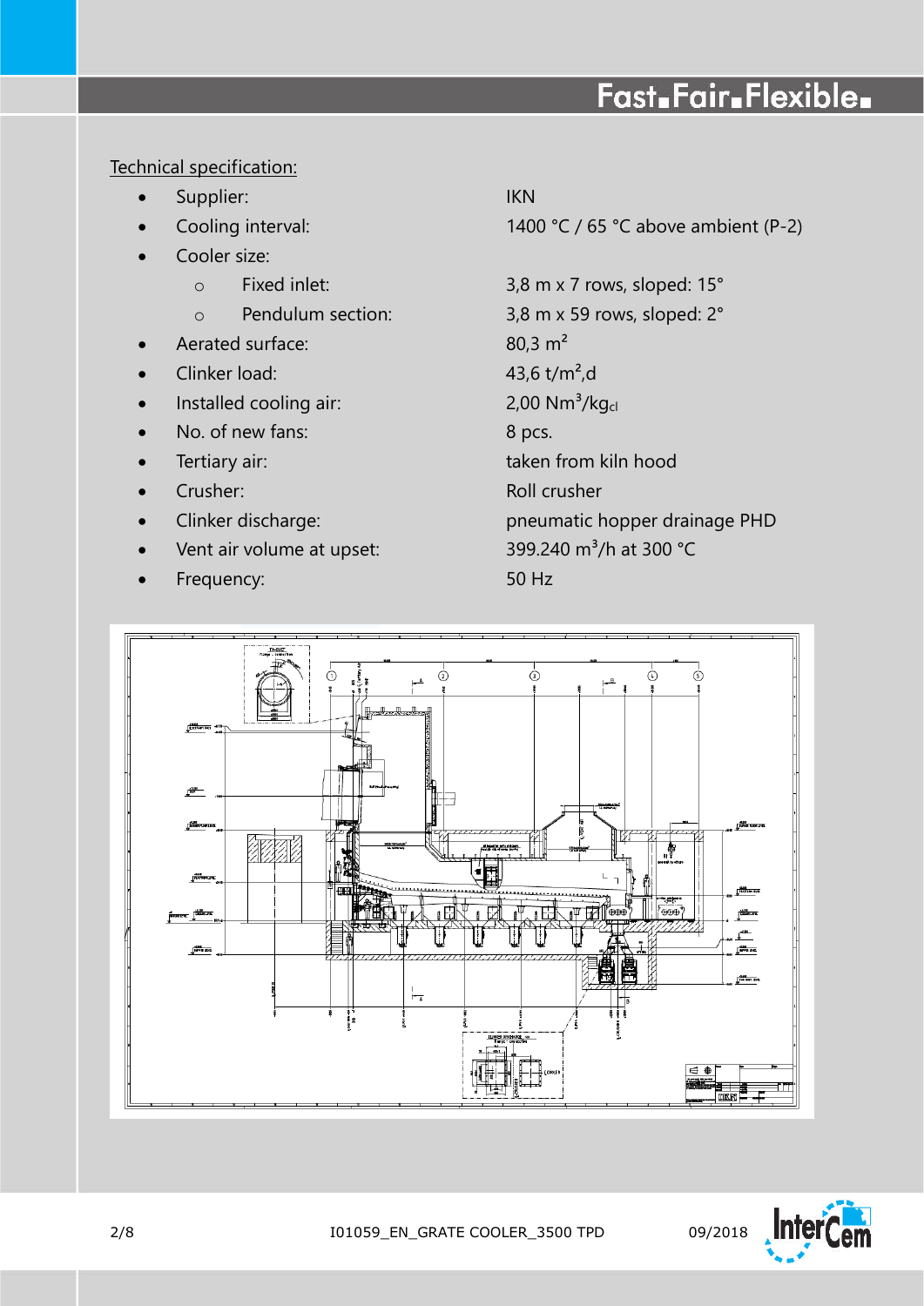Technical specification:

- Supplier: IKN
- Cooling interval: 1400 °C / 65 °C above ambient (P-2)
- Cooler size:
  - Fixed inlet: 3,8 m x 7 rows, sloped: 15°
  - Pendulum section: 3,8 m x 59 rows, sloped: 2°
- Aerated surface: 80,3 m²
- Clinker load: 43,6 t/m²,d
- Installed cooling air: 2,00 $Nm^3/kg_{cl}$
- No. of new fans: 8 pcs.
- Tertiary air: taken from kiln hood
- Crusher: Roll crusher
- Clinker discharge: pneumatic hopper drainage PHD
- Vent air volume at upset: 399.240 m³/h at 300 °C
- Frequency: 50 Hz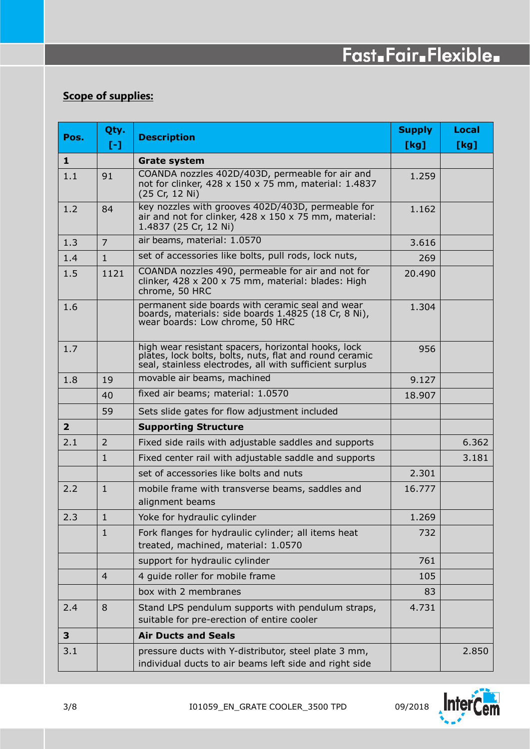## Scope of supplies:

| Pos. | Qty. [-] | Description | Supply [kg] | Local [kg] |
|---|---|---|---|---|
| **1** | | **Grate system** | | |
| 1.1 | 91 | COANDA nozzles 402D/403D, permeable for air and not for clinker, 428 x 150 x 75 mm, material: 1.4837 (25 Cr, 12 Ni) | 1.259 | |
| 1.2 | 84 | key nozzles with grooves 402D/403D, permeable for air and not for clinker, 428 x 150 x 75 mm, material: 1.4837 (25 Cr, 12 Ni) | 1.162 | |
| 1.3 | 7 | air beams, material: 1.0570 | 3.616 | |
| 1.4 | 1 | set of accessories like bolts, pull rods, lock nuts, | 269 | |
| 1.5 | 1121 | COANDA nozzles 490, permeable for air and not for clinker, 428 x 200 x 75 mm, material: blades: High chrome, 50 HRC | 20.490 | |
| 1.6 | | permanent side boards with ceramic seal and wear boards, materials: side boards 1.4825 (18 Cr, 8 Ni), wear boards: Low chrome, 50 HRC | 1.304 | |
| 1.7 | | high wear resistant spacers, horizontal hooks, lock plates, lock bolts, bolts, nuts, flat and round ceramic seal, stainless electrodes, all with sufficient surplus | 956 | |
| 1.8 | 19 | movable air beams, machined | 9.127 | |
| | 40 | fixed air beams; material: 1.0570 | 18.907 | |
| | 59 | Sets slide gates for flow adjustment included | | |
| **2** | | **Supporting Structure** | | |
| 2.1 | 2 | Fixed side rails with adjustable saddles and supports | | 6.362 |
| | 1 | Fixed center rail with adjustable saddle and supports | | 3.181 |
| | | set of accessories like bolts and nuts | 2.301 | |
| 2.2 | 1 | mobile frame with transverse beams, saddles and alignment beams | 16.777 | |
| 2.3 | 1 | Yoke for hydraulic cylinder | 1.269 | |
| | 1 | Fork flanges for hydraulic cylinder; all items heat treated, machined, material: 1.0570 | 732 | |
| | | support for hydraulic cylinder | 761 | |
| | 4 | 4 guide roller for mobile frame | 105 | |
| | | box with 2 membranes | 83 | |
| 2.4 | 8 | Stand LPS pendulum supports with pendulum straps, suitable for pre-erection of entire cooler | 4.731 | |
| **3** | | **Air Ducts and Seals** | | |
| 3.1 | | pressure ducts with Y-distributor, steel plate 3 mm, individual ducts to air beams left side and right side | | 2.850 |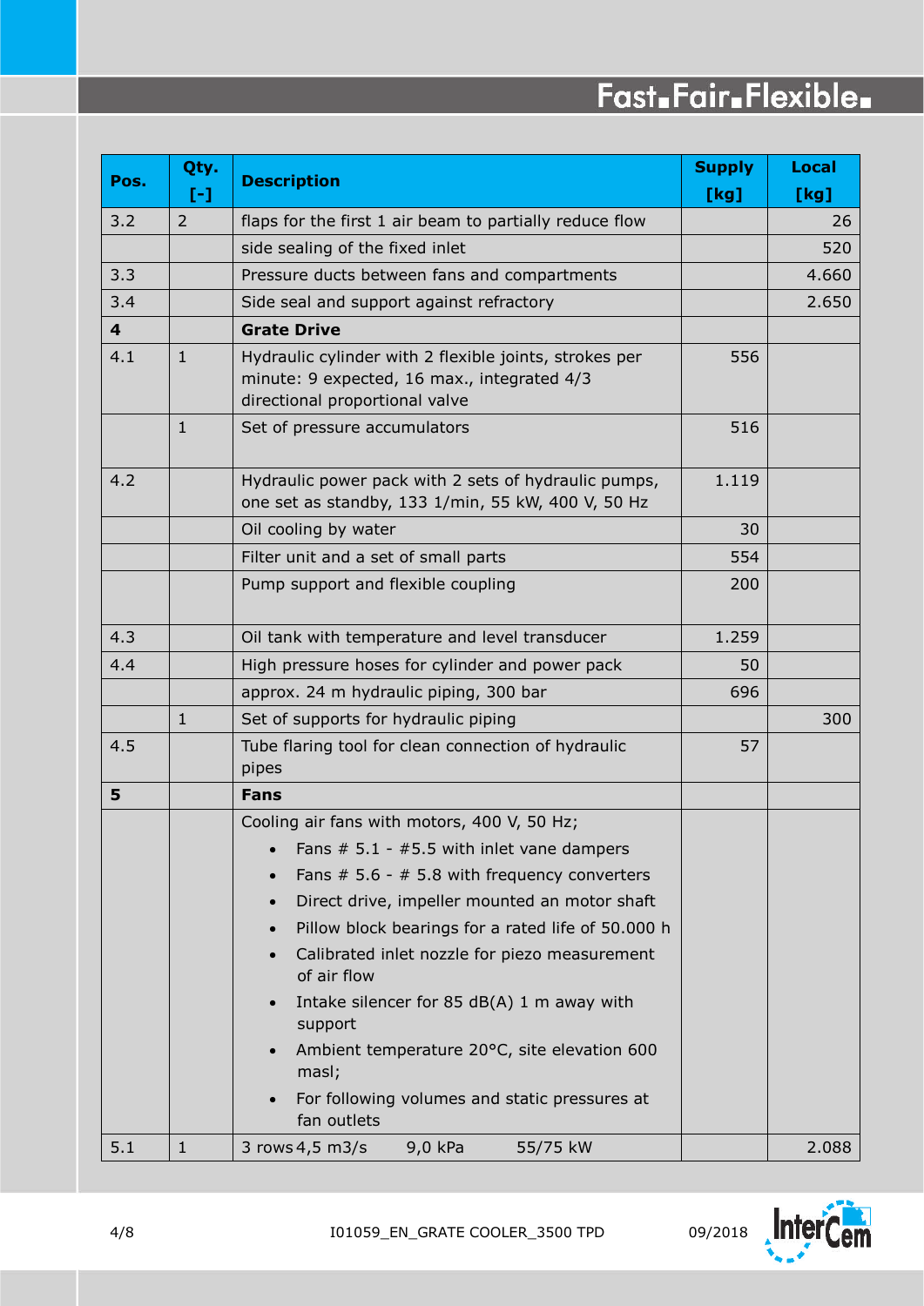| Pos. | Qty. [-] | Description | Supply [kg] | Local [kg] |
|---|---|---|---|---|
| 3.2 | 2 | flaps for the first 1 air beam to partially reduce flow | | 26 |
| | | side sealing of the fixed inlet | | 520 |
| 3.3 | | Pressure ducts between fans and compartments | | 4.660 |
| 3.4 | | Side seal and support against refractory | | 2.650 |
| **4** | | **Grate Drive** | | |
| 4.1 | 1 | Hydraulic cylinder with 2 flexible joints, strokes per minute: 9 expected, 16 max., integrated 4/3 directional proportional valve | 556 | |
| | 1 | Set of pressure accumulators | 516 | |
| 4.2 | | Hydraulic power pack with 2 sets of hydraulic pumps, one set as standby, 133 1/min, 55 kW, 400 V, 50 Hz | 1.119 | |
| | | Oil cooling by water | 30 | |
| | | Filter unit and a set of small parts | 554 | |
| | | Pump support and flexible coupling | 200 | |
| 4.3 | | Oil tank with temperature and level transducer | 1.259 | |
| 4.4 | | High pressure hoses for cylinder and power pack | 50 | |
| | | approx. 24 m hydraulic piping, 300 bar | 696 | |
| | 1 | Set of supports for hydraulic piping | | 300 |
| 4.5 | | Tube flaring tool for clean connection of hydraulic pipes | 57 | |
| **5** | | **Fans** | | |
| | | Cooling air fans with motors, 400 V, 50 Hz;<br>• Fans # 5.1 - #5.5 with inlet vane dampers<br>• Fans # 5.6 - # 5.8 with frequency converters<br>• Direct drive, impeller mounted an motor shaft<br>• Pillow block bearings for a rated life of 50.000 h<br>• Calibrated inlet nozzle for piezo measurement of air flow<br>• Intake silencer for 85 dB(A) 1 m away with support<br>• Ambient temperature 20°C, site elevation 600 masl;<br>• For following volumes and static pressures at fan outlets | | |
| 5.1 | 1 | 3 rows 4,5 m3/s 9,0 kPa 55/75 kW | | 2.088 |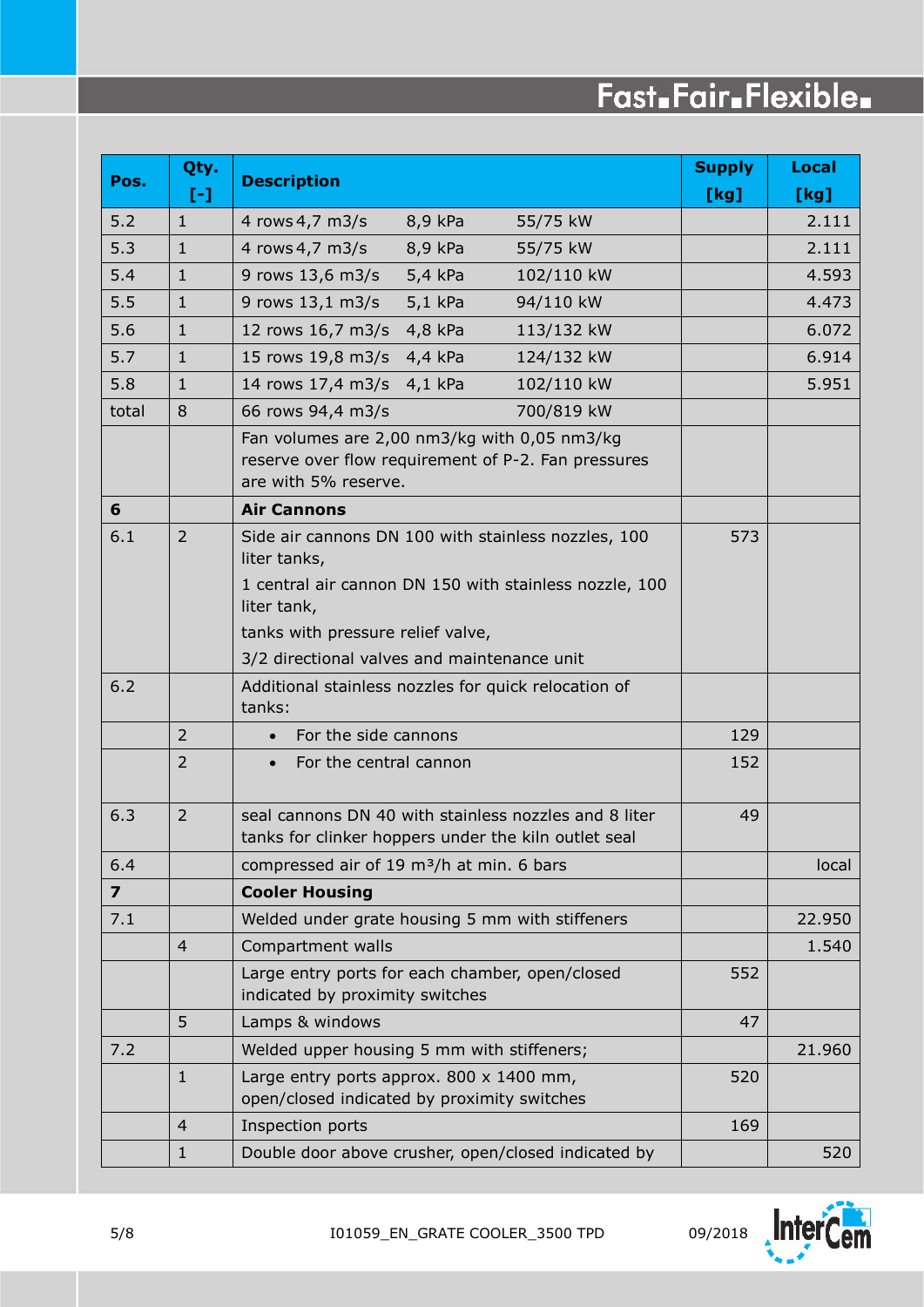| Pos. | Qty. [-] | Description | Supply [kg] | Local [kg] |
|---|---|---|---|---|
| 5.2 | 1 | 4 rows 4,7 m3/s 8,9 kPa 55/75 kW | | 2.111 |
| 5.3 | 1 | 4 rows 4,7 m3/s 8,9 kPa 55/75 kW | | 2.111 |
| 5.4 | 1 | 9 rows 13,6 m3/s 5,4 kPa 102/110 kW | | 4.593 |
| 5.5 | 1 | 9 rows 13,1 m3/s 5,1 kPa 94/110 kW | | 4.473 |
| 5.6 | 1 | 12 rows 16,7 m3/s 4,8 kPa 113/132 kW | | 6.072 |
| 5.7 | 1 | 15 rows 19,8 m3/s 4,4 kPa 124/132 kW | | 6.914 |
| 5.8 | 1 | 14 rows 17,4 m3/s 4,1 kPa 102/110 kW | | 5.951 |
| total | 8 | 66 rows 94,4 m3/s 700/819 kW | | |
| | | Fan volumes are 2,00 nm3/kg with 0,05 nm3/kg reserve over flow requirement of P-2. Fan pressures are with 5% reserve. | | |
| **6** | | **Air Cannons** | | |
| 6.1 | 2 | Side air cannons DN 100 with stainless nozzles, 100 liter tanks,<br>1 central air cannon DN 150 with stainless nozzle, 100 liter tank,<br>tanks with pressure relief valve,<br>3/2 directional valves and maintenance unit | 573 | |
| 6.2 | | Additional stainless nozzles for quick relocation of tanks: | | |
| | 2 | • For the side cannons | 129 | |
| | 2 | • For the central cannon | 152 | |
| 6.3 | 2 | seal cannons DN 40 with stainless nozzles and 8 liter tanks for clinker hoppers under the kiln outlet seal | 49 | |
| 6.4 | | compressed air of 19 m³/h at min. 6 bars | | local |
| **7** | | **Cooler Housing** | | |
| 7.1 | | Welded under grate housing 5 mm with stiffeners | | 22.950 |
| | 4 | Compartment walls | | 1.540 |
| | | Large entry ports for each chamber, open/closed indicated by proximity switches | 552 | |
| | 5 | Lamps & windows | 47 | |
| 7.2 | | Welded upper housing 5 mm with stiffeners; | | 21.960 |
| | 1 | Large entry ports approx. 800 x 1400 mm, open/closed indicated by proximity switches | 520 | |
| | 4 | Inspection ports | 169 | |
| | 1 | Double door above crusher, open/closed indicated by | | 520 |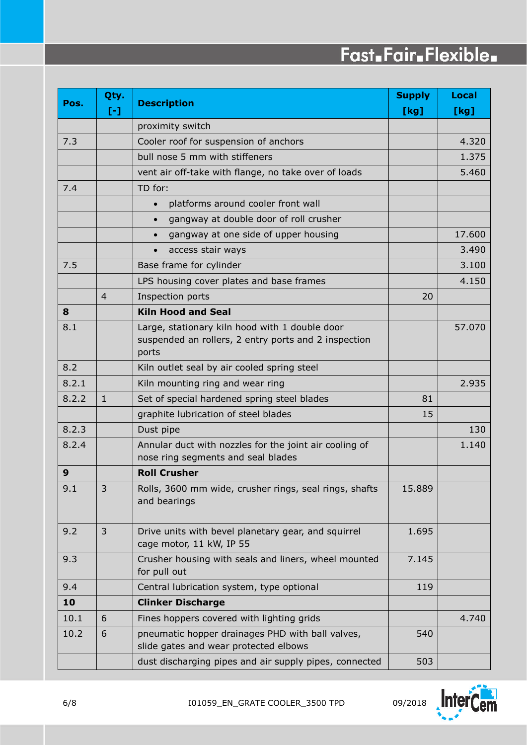| Pos. | Qty. [-] | Description | Supply [kg] | Local [kg] |
|---|---|---|---|---|
| | | proximity switch | | |
| 7.3 | | Cooler roof for suspension of anchors | | 4.320 |
| | | bull nose 5 mm with stiffeners | | 1.375 |
| | | vent air off-take with flange, no take over of loads | | 5.460 |
| 7.4 | | TD for: | | |
| | | • platforms around cooler front wall | | |
| | | • gangway at double door of roll crusher | | |
| | | • gangway at one side of upper housing | | 17.600 |
| | | • access stair ways | | 3.490 |
| 7.5 | | Base frame for cylinder | | 3.100 |
| | | LPS housing cover plates and base frames | | 4.150 |
| | 4 | Inspection ports | 20 | |
| **8** | | **Kiln Hood and Seal** | | |
| 8.1 | | Large, stationary kiln hood with 1 double door suspended an rollers, 2 entry ports and 2 inspection ports | | 57.070 |
| 8.2 | | Kiln outlet seal by air cooled spring steel | | |
| 8.2.1 | | Kiln mounting ring and wear ring | | 2.935 |
| 8.2.2 | 1 | Set of special hardened spring steel blades | 81 | |
| | | graphite lubrication of steel blades | 15 | |
| 8.2.3 | | Dust pipe | | 130 |
| 8.2.4 | | Annular duct with nozzles for the joint air cooling of nose ring segments and seal blades | | 1.140 |
| **9** | | **Roll Crusher** | | |
| 9.1 | 3 | Rolls, 3600 mm wide, crusher rings, seal rings, shafts and bearings | 15.889 | |
| 9.2 | 3 | Drive units with bevel planetary gear, and squirrel cage motor, 11 kW, IP 55 | 1.695 | |
| 9.3 | | Crusher housing with seals and liners, wheel mounted for pull out | 7.145 | |
| 9.4 | | Central lubrication system, type optional | 119 | |
| **10** | | **Clinker Discharge** | | |
| 10.1 | 6 | Fines hoppers covered with lighting grids | | 4.740 |
| 10.2 | 6 | pneumatic hopper drainages PHD with ball valves, slide gates and wear protected elbows | 540 | |
| | | dust discharging pipes and air supply pipes, connected | 503 | |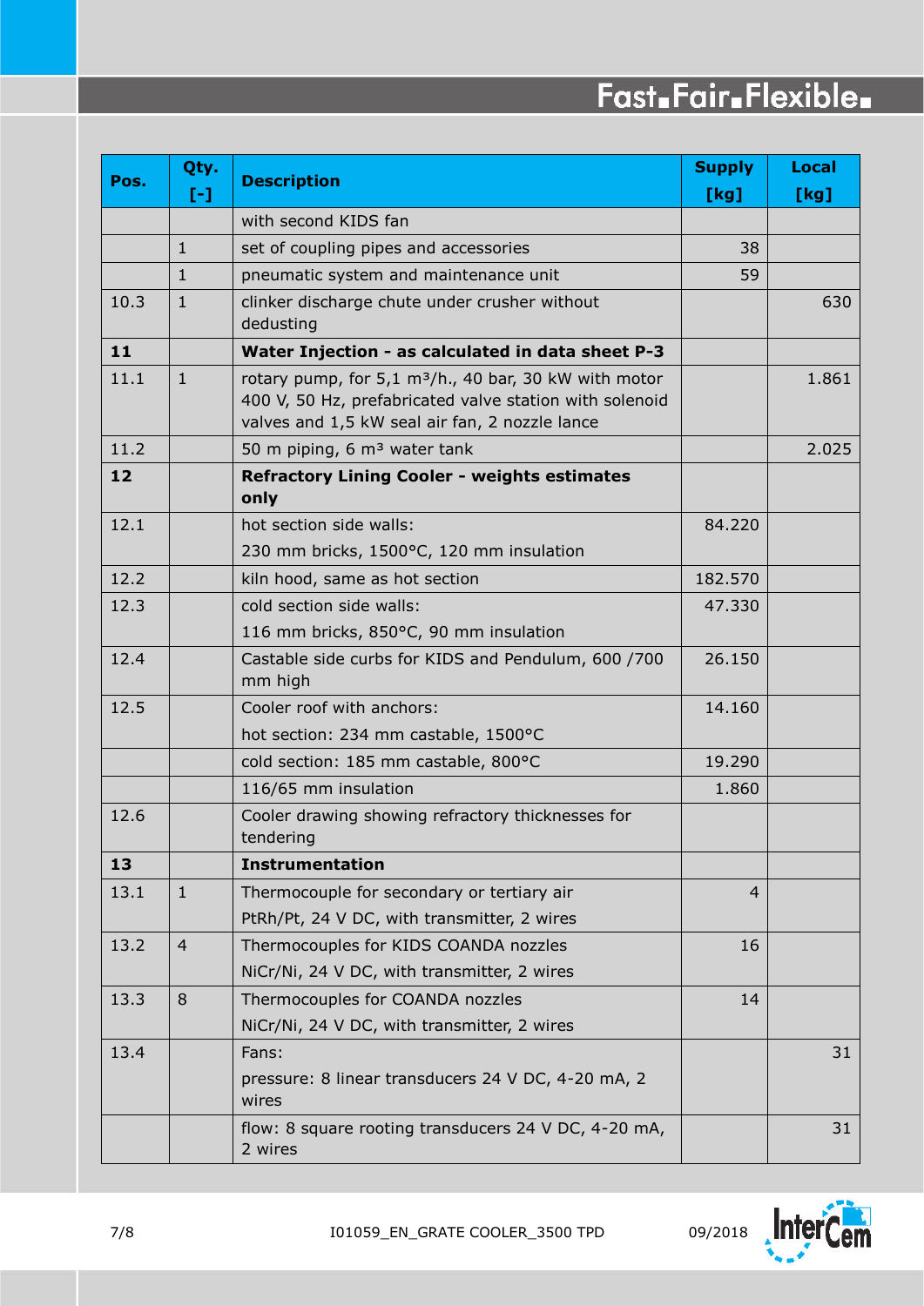| Pos. | Qty. [-] | Description | Supply [kg] | Local [kg] |
|---|---|---|---|---|
| | | with second KIDS fan | | |
| | 1 | set of coupling pipes and accessories | 38 | |
| | 1 | pneumatic system and maintenance unit | 59 | |
| 10.3 | 1 | clinker discharge chute under crusher without dedusting | | 630 |
| **11** | | **Water Injection - as calculated in data sheet P-3** | | |
| 11.1 | 1 | rotary pump, for 5,1 m³/h., 40 bar, 30 kW with motor 400 V, 50 Hz, prefabricated valve station with solenoid valves and 1,5 kW seal air fan, 2 nozzle lance | | 1.861 |
| 11.2 | | 50 m piping, 6 m³ water tank | | 2.025 |
| **12** | | **Refractory Lining Cooler - weights estimates only** | | |
| 12.1 | | hot section side walls:<br>230 mm bricks, 1500°C, 120 mm insulation | 84.220 | |
| 12.2 | | kiln hood, same as hot section | 182.570 | |
| 12.3 | | cold section side walls:<br>116 mm bricks, 850°C, 90 mm insulation | 47.330 | |
| 12.4 | | Castable side curbs for KIDS and Pendulum, 600 /700 mm high | 26.150 | |
| 12.5 | | Cooler roof with anchors:<br>hot section: 234 mm castable, 1500°C | 14.160 | |
| | | cold section: 185 mm castable, 800°C | 19.290 | |
| | | 116/65 mm insulation | 1.860 | |
| 12.6 | | Cooler drawing showing refractory thicknesses for tendering | | |
| **13** | | **Instrumentation** | | |
| 13.1 | 1 | Thermocouple for secondary or tertiary air<br>PtRh/Pt, 24 V DC, with transmitter, 2 wires | 4 | |
| 13.2 | 4 | Thermocouples for KIDS COANDA nozzles<br>NiCr/Ni, 24 V DC, with transmitter, 2 wires | 16 | |
| 13.3 | 8 | Thermocouples for COANDA nozzles<br>NiCr/Ni, 24 V DC, with transmitter, 2 wires | 14 | |
| 13.4 | | Fans:<br>pressure: 8 linear transducers 24 V DC, 4-20 mA, 2 wires | | 31 |
| | | flow: 8 square rooting transducers 24 V DC, 4-20 mA, 2 wires | | 31 |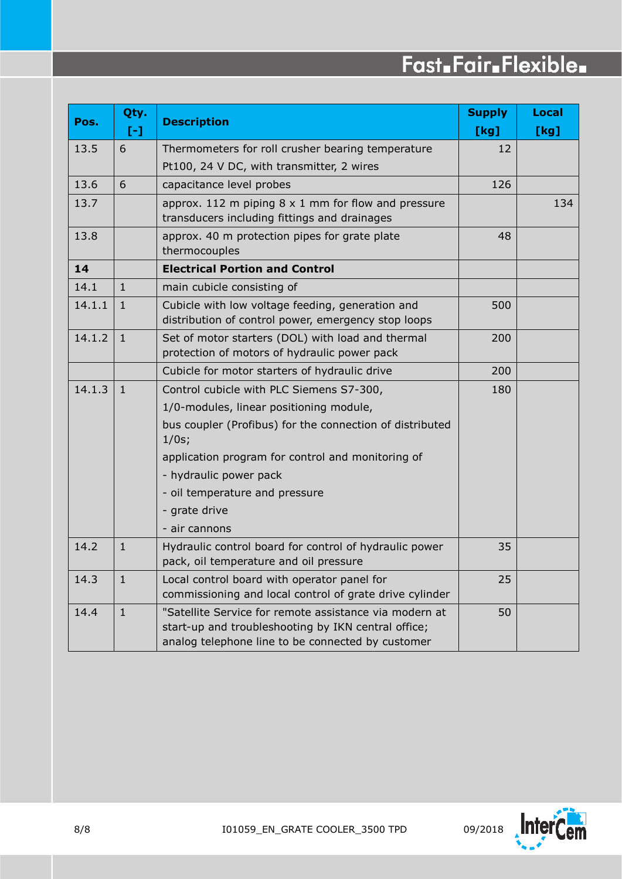| Pos. | Qty. [-] | Description | Supply [kg] | Local [kg] |
|---|---|---|---|---|
| 13.5 | 6 | Thermometers for roll crusher bearing temperature Pt100, 24 V DC, with transmitter, 2 wires | 12 | |
| 13.6 | 6 | capacitance level probes | 126 | |
| 13.7 | | approx. 112 m piping 8 x 1 mm for flow and pressure transducers including fittings and drainages | | 134 |
| 13.8 | | approx. 40 m protection pipes for grate plate thermocouples | 48 | |
| **14** | | **Electrical Portion and Control** | | |
| 14.1 | 1 | main cubicle consisting of | | |
| 14.1.1 | 1 | Cubicle with low voltage feeding, generation and distribution of control power, emergency stop loops | 500 | |
| 14.1.2 | 1 | Set of motor starters (DOL) with load and thermal protection of motors of hydraulic power pack | 200 | |
| | | Cubicle for motor starters of hydraulic drive | 200 | |
| 14.1.3 | 1 | Control cubicle with PLC Siemens S7-300,<br>1/0-modules, linear positioning module,<br>bus coupler (Profibus) for the connection of distributed 1/0s;<br>application program for control and monitoring of<br>- hydraulic power pack<br>- oil temperature and pressure<br>- grate drive<br>- air cannons | 180 | |
| 14.2 | 1 | Hydraulic control board for control of hydraulic power pack, oil temperature and oil pressure | 35 | |
| 14.3 | 1 | Local control board with operator panel for commissioning and local control of grate drive cylinder | 25 | |
| 14.4 | 1 | "Satellite Service for remote assistance via modern at start-up and troubleshooting by IKN central office; analog telephone line to be connected by customer | 50 | |